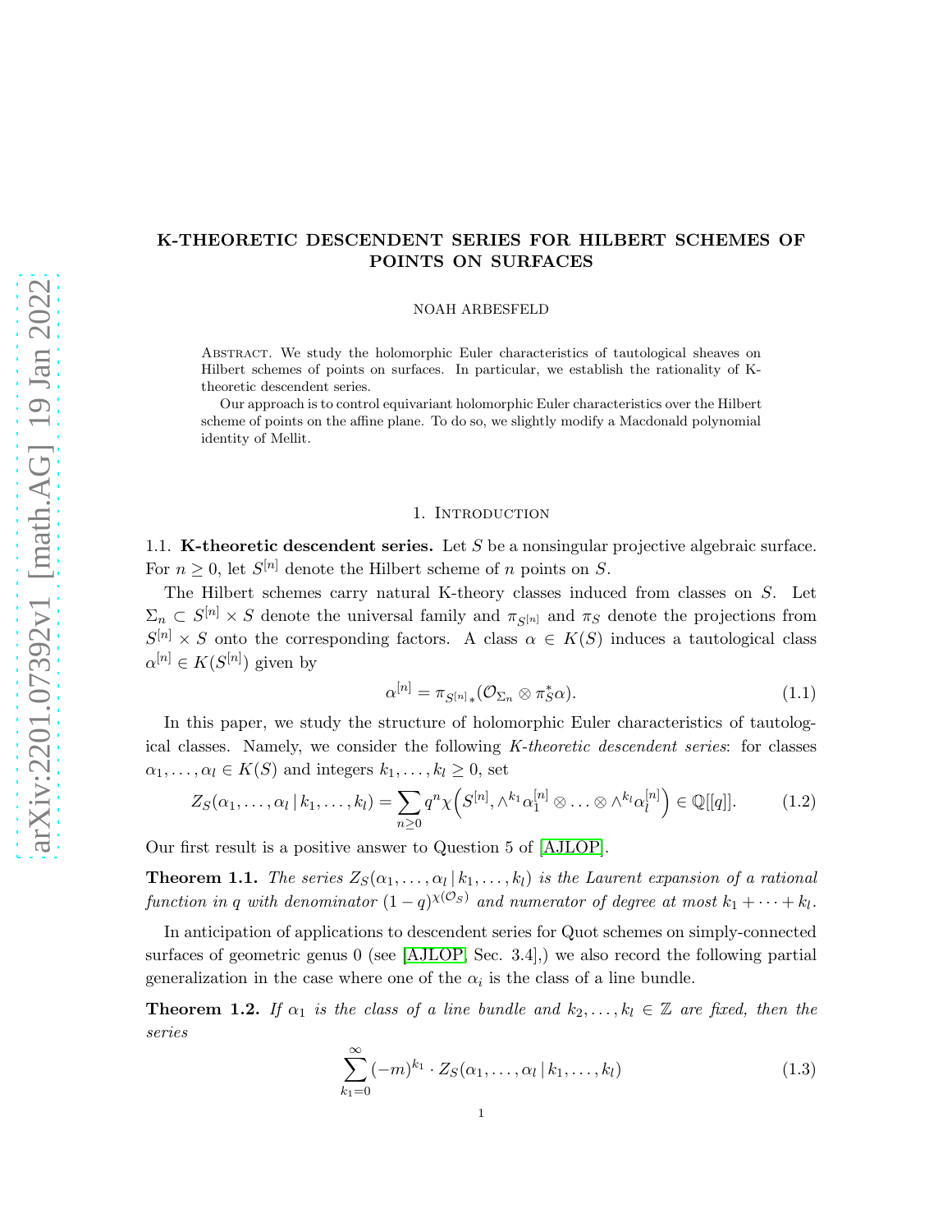# K-THEORETIC DESCENDENT SERIES FOR HILBERT SCHEMES OF POINTS ON SURFACES

NOAH ARBESFELD

Abstract. We study the holomorphic Euler characteristics of tautological sheaves on Hilbert schemes of points on surfaces. In particular, we establish the rationality of K-theoretic descendent series.

Our approach is to control equivariant holomorphic Euler characteristics over the Hilbert scheme of points on the affine plane. To do so, we slightly modify a Macdonald polynomial identity of Mellit.

## 1. Introduction

### 1.1. K-theoretic descendent series.

Let $S$ be a nonsingular projective algebraic surface. For $n \geq 0$, let $S^{[n]}$ denote the Hilbert scheme of $n$ points on $S$.

The Hilbert schemes carry natural K-theory classes induced from classes on $S$. Let $\Sigma_n \subset S^{[n]} \times S$ denote the universal family and $\pi_{S^{[n]}}$ and $\pi_S$ denote the projections from $S^{[n]} \times S$ onto the corresponding factors. A class $\alpha \in K(S)$ induces a tautological class $\alpha^{[n]} \in K(S^{[n]})$ given by

$$\alpha^{[n]} = \pi_{S^{[n]}*}(\mathcal{O}_{\Sigma_n} \otimes \pi_S^* \alpha). \tag{1.1}$$

In this paper, we study the structure of holomorphic Euler characteristics of tautological classes. Namely, we consider the following *K-theoretic descendent series*: for classes $\alpha_1, \ldots, \alpha_l \in K(S)$ and integers $k_1, \ldots, k_l \geq 0$, set

$$Z_S(\alpha_1, \ldots, \alpha_l \,|\, k_1, \ldots, k_l) = \sum_{n \geq 0} q^n \chi\Big(S^{[n]}, \wedge^{k_1} \alpha_1^{[n]} \otimes \ldots \otimes \wedge^{k_l} \alpha_l^{[n]}\Big) \in \mathbb{Q}[[q]]. \tag{1.2}$$

Our first result is a positive answer to Question 5 of [AJLOP].

**Theorem 1.1.** *The series $Z_S(\alpha_1, \ldots, \alpha_l \,|\, k_1, \ldots, k_l)$ is the Laurent expansion of a rational function in $q$ with denominator $(1-q)^{\chi(\mathcal{O}_S)}$ and numerator of degree at most $k_1 + \cdots + k_l$.*

In anticipation of applications to descendent series for Quot schemes on simply-connected surfaces of geometric genus 0 (see [AJLOP, Sec. 3.4],) we also record the following partial generalization in the case where one of the $\alpha_i$ is the class of a line bundle.

**Theorem 1.2.** *If $\alpha_1$ is the class of a line bundle and $k_2, \ldots, k_l \in \mathbb{Z}$ are fixed, then the series*

$$\sum_{k_1=0}^{\infty} (-m)^{k_1} \cdot Z_S(\alpha_1, \ldots, \alpha_l \,|\, k_1, \ldots, k_l) \tag{1.3}$$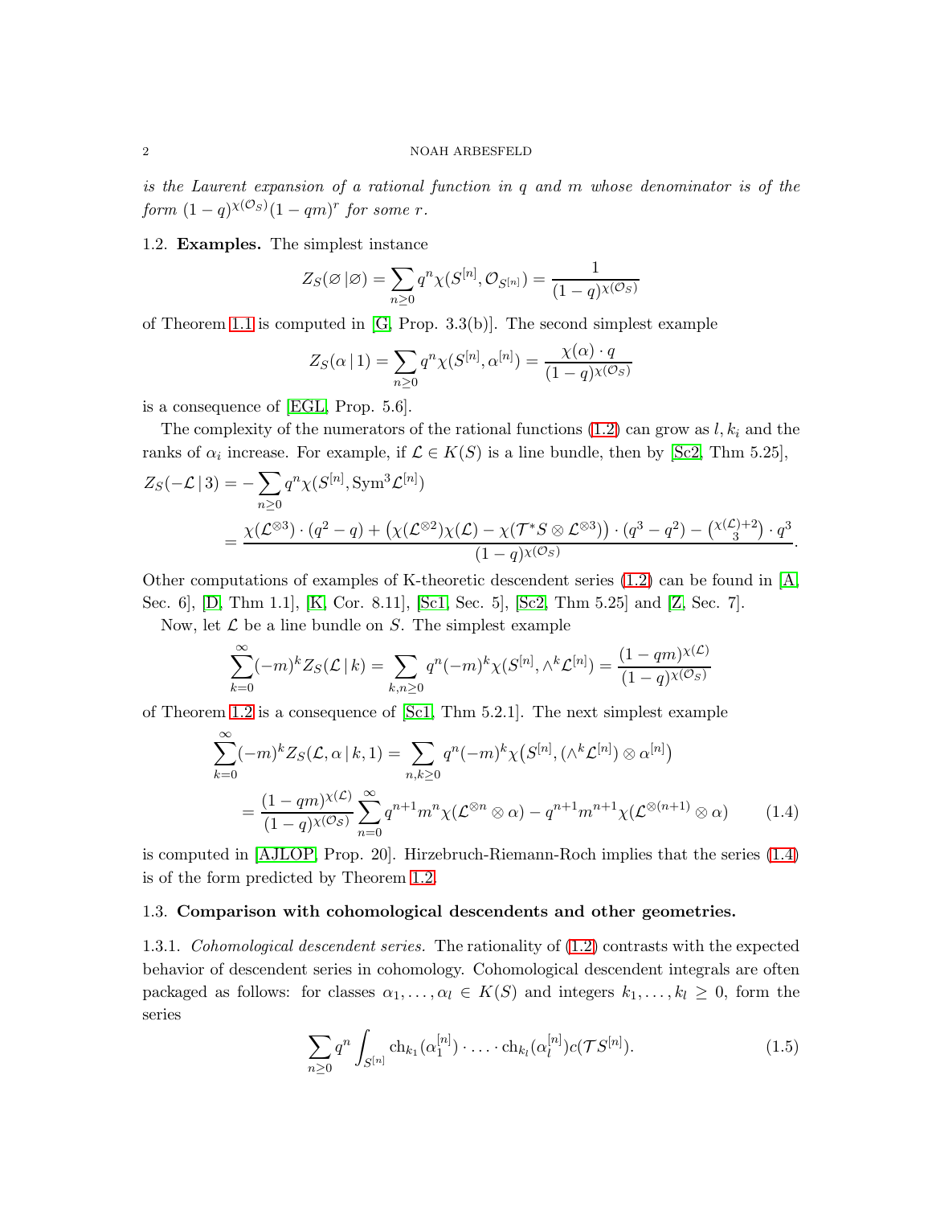*is the Laurent expansion of a rational function in $q$ and $m$ whose denominator is of the form $(1-q)^{\chi(\mathcal{O}_S)}(1-qm)^r$ for some $r$.*

### 1.2. Examples.

The simplest instance

$$Z_S(\varnothing\,|\,\varnothing) = \sum_{n\geq 0} q^n \chi(S^{[n]}, \mathcal{O}_{S^{[n]}}) = \frac{1}{(1-q)^{\chi(\mathcal{O}_S)}}$$

of Theorem 1.1 is computed in [G, Prop. 3.3(b)]. The second simplest example

$$Z_S(\alpha\,|\,1) = \sum_{n\geq 0} q^n \chi(S^{[n]}, \alpha^{[n]}) = \frac{\chi(\alpha)\cdot q}{(1-q)^{\chi(\mathcal{O}_S)}}$$

is a consequence of [EGL, Prop. 5.6].

The complexity of the numerators of the rational functions (1.2) can grow as $l, k_i$ and the ranks of $\alpha_i$ increase. For example, if $\mathcal{L}\in K(S)$ is a line bundle, then by [Sc2, Thm 5.25],

$$\begin{aligned}
Z_S(-\mathcal{L}\,|\,3) &= -\sum_{n\geq 0} q^n \chi(S^{[n]}, \mathrm{Sym}^3\mathcal{L}^{[n]})\\
&= \frac{\chi(\mathcal{L}^{\otimes 3})\cdot(q^2-q) + \big(\chi(\mathcal{L}^{\otimes 2})\chi(\mathcal{L}) - \chi(\mathcal{T}^*S\otimes\mathcal{L}^{\otimes 3})\big)\cdot(q^3-q^2) - \binom{\chi(\mathcal{L})+2}{3}\cdot q^3}{(1-q)^{\chi(\mathcal{O}_S)}}.
\end{aligned}$$

Other computations of examples of K-theoretic descendent series (1.2) can be found in [A, Sec. 6], [D, Thm 1.1], [K, Cor. 8.11], [Sc1, Sec. 5], [Sc2, Thm 5.25] and [Z, Sec. 7].

Now, let $\mathcal{L}$ be a line bundle on $S$. The simplest example

$$\sum_{k=0}^{\infty}(-m)^k Z_S(\mathcal{L}\,|\,k) = \sum_{k,n\geq 0} q^n(-m)^k\chi(S^{[n]}, \wedge^k\mathcal{L}^{[n]}) = \frac{(1-qm)^{\chi(\mathcal{L})}}{(1-q)^{\chi(\mathcal{O}_S)}}$$

of Theorem 1.2 is a consequence of [Sc1, Thm 5.2.1]. The next simplest example

$$\begin{aligned}
\sum_{k=0}^{\infty}(-m)^k Z_S(\mathcal{L},\alpha\,|\,k,1) &= \sum_{n,k\geq 0} q^n(-m)^k\chi\big(S^{[n]}, (\wedge^k\mathcal{L}^{[n]})\otimes\alpha^{[n]}\big)\\
&= \frac{(1-qm)^{\chi(\mathcal{L})}}{(1-q)^{\chi(\mathcal{O}_S)}}\sum_{n=0}^{\infty} q^{n+1}m^n\chi(\mathcal{L}^{\otimes n}\otimes\alpha) - q^{n+1}m^{n+1}\chi(\mathcal{L}^{\otimes(n+1)}\otimes\alpha) \qquad (1.4)
\end{aligned}$$

is computed in [AJLOP, Prop. 20]. Hirzebruch-Riemann-Roch implies that the series (1.4) is of the form predicted by Theorem 1.2.

### 1.3. Comparison with cohomological descendents and other geometries.

1.3.1. *Cohomological descendent series.* The rationality of (1.2) contrasts with the expected behavior of descendent series in cohomology. Cohomological descendent integrals are often packaged as follows: for classes $\alpha_1,\ldots,\alpha_l\in K(S)$ and integers $k_1,\ldots,k_l\geq 0$, form the series

$$\sum_{n\geq 0} q^n\int_{S^{[n]}}\mathrm{ch}_{k_1}(\alpha_1^{[n]})\cdot\ldots\cdot\mathrm{ch}_{k_l}(\alpha_l^{[n]})c(\mathcal{T}S^{[n]}). \qquad (1.5)$$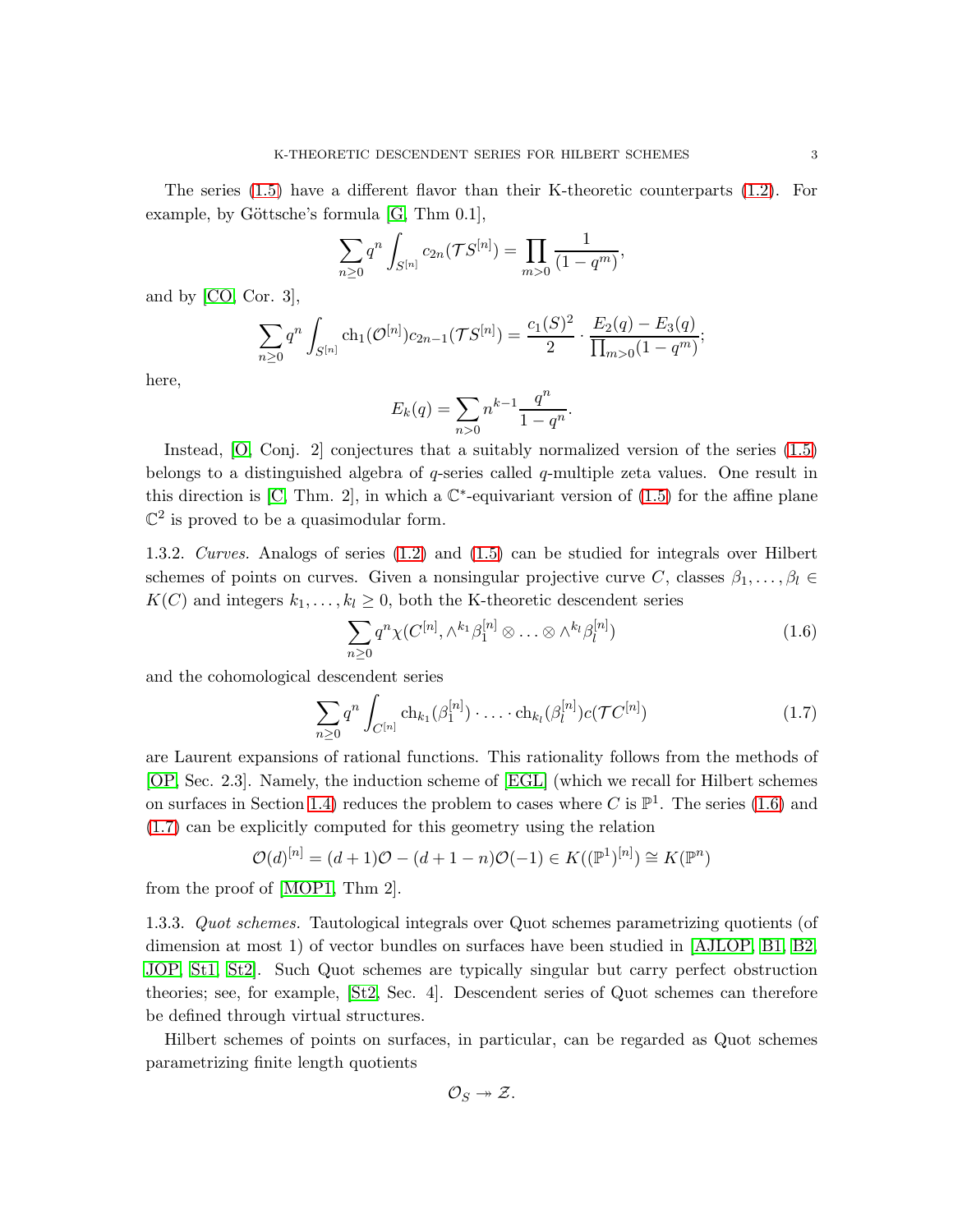The series (1.5) have a different flavor than their K-theoretic counterparts (1.2). For example, by Göttsche's formula [G, Thm 0.1],

$$\sum_{n\geq 0} q^n \int_{S^{[n]}} c_{2n}(\mathcal{T}S^{[n]}) = \prod_{m>0} \frac{1}{(1-q^m)},$$

and by [CO, Cor. 3],

$$\sum_{n\geq 0} q^n \int_{S^{[n]}} \mathrm{ch}_1(\mathcal{O}^{[n]}) c_{2n-1}(\mathcal{T}S^{[n]}) = \frac{c_1(S)^2}{2} \cdot \frac{E_2(q) - E_3(q)}{\prod_{m>0}(1-q^m)};$$

here,

$$E_k(q) = \sum_{n>0} n^{k-1} \frac{q^n}{1-q^n}.$$

Instead, [O, Conj. 2] conjectures that a suitably normalized version of the series (1.5) belongs to a distinguished algebra of $q$-series called $q$-multiple zeta values. One result in this direction is [C, Thm. 2], in which a $\mathbb{C}^*$-equivariant version of (1.5) for the affine plane $\mathbb{C}^2$ is proved to be a quasimodular form.

1.3.2. *Curves.* Analogs of series (1.2) and (1.5) can be studied for integrals over Hilbert schemes of points on curves. Given a nonsingular projective curve $C$, classes $\beta_1, \ldots, \beta_l \in K(C)$ and integers $k_1, \ldots, k_l \geq 0$, both the K-theoretic descendent series

$$\sum_{n\geq 0} q^n \chi(C^{[n]}, \wedge^{k_1} \beta_1^{[n]} \otimes \ldots \otimes \wedge^{k_l} \beta_l^{[n]}) \tag{1.6}$$

and the cohomological descendent series

$$\sum_{n\geq 0} q^n \int_{C^{[n]}} \mathrm{ch}_{k_1}(\beta_1^{[n]}) \cdot \ldots \cdot \mathrm{ch}_{k_l}(\beta_l^{[n]}) c(\mathcal{T}C^{[n]}) \tag{1.7}$$

are Laurent expansions of rational functions. This rationality follows from the methods of [OP, Sec. 2.3]. Namely, the induction scheme of [EGL] (which we recall for Hilbert schemes on surfaces in Section 1.4) reduces the problem to cases where $C$ is $\mathbb{P}^1$. The series (1.6) and (1.7) can be explicitly computed for this geometry using the relation

$$\mathcal{O}(d)^{[n]} = (d+1)\mathcal{O} - (d+1-n)\mathcal{O}(-1) \in K((\mathbb{P}^1)^{[n]}) \cong K(\mathbb{P}^n)$$

from the proof of [MOP1, Thm 2].

1.3.3. *Quot schemes.* Tautological integrals over Quot schemes parametrizing quotients (of dimension at most 1) of vector bundles on surfaces have been studied in [AJLOP, B1, B2, JOP, St1, St2]. Such Quot schemes are typically singular but carry perfect obstruction theories; see, for example, [St2, Sec. 4]. Descendent series of Quot schemes can therefore be defined through virtual structures.

Hilbert schemes of points on surfaces, in particular, can be regarded as Quot schemes parametrizing finite length quotients

$$\mathcal{O}_S \twoheadrightarrow \mathcal{Z}.$$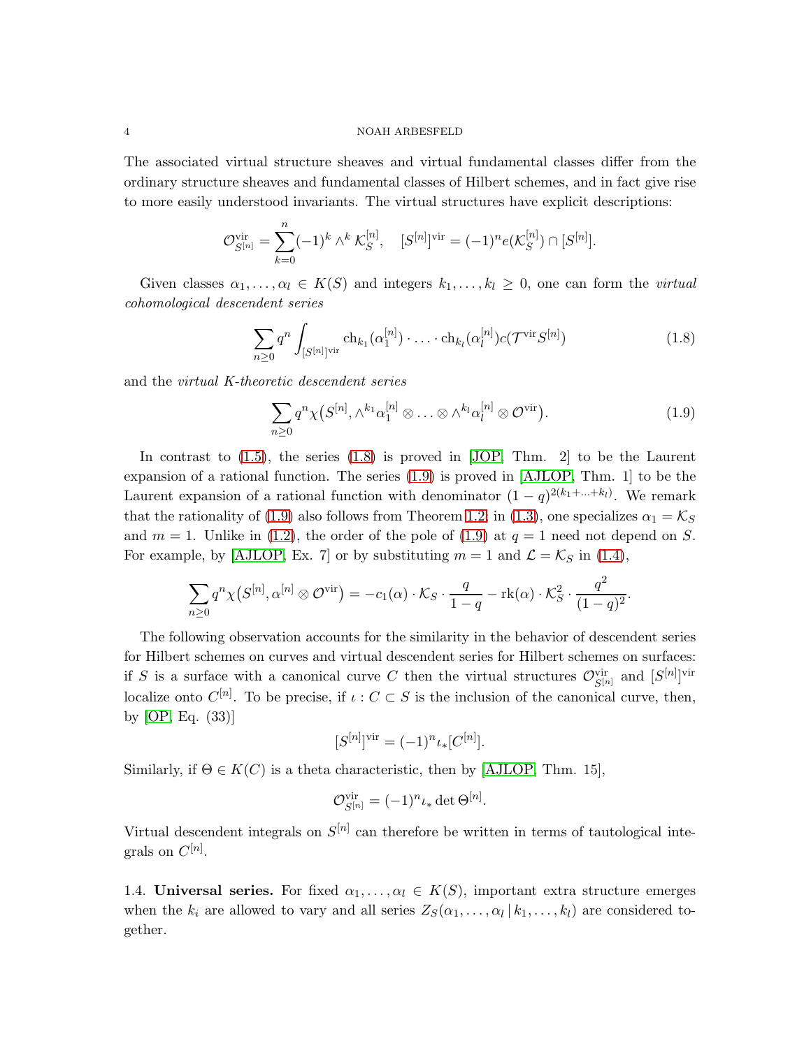The associated virtual structure sheaves and virtual fundamental classes differ from the ordinary structure sheaves and fundamental classes of Hilbert schemes, and in fact give rise to more easily understood invariants. The virtual structures have explicit descriptions:

$$\mathcal{O}^{\mathrm{vir}}_{S^{[n]}} = \sum_{k=0}^{n} (-1)^k \wedge^k \mathcal{K}_S^{[n]}, \quad [S^{[n]}]^{\mathrm{vir}} = (-1)^n e(\mathcal{K}_S^{[n]}) \cap [S^{[n]}].$$

Given classes $\alpha_1, \ldots, \alpha_l \in K(S)$ and integers $k_1, \ldots, k_l \geq 0$, one can form the *virtual cohomological descendent series*

$$\sum_{n \geq 0} q^n \int_{[S^{[n]}]^{\mathrm{vir}}} \mathrm{ch}_{k_1}(\alpha_1^{[n]}) \cdot \ldots \cdot \mathrm{ch}_{k_l}(\alpha_l^{[n]}) c(\mathcal{T}^{\mathrm{vir}} S^{[n]}) \tag{1.8}$$

and the *virtual K-theoretic descendent series*

$$\sum_{n \geq 0} q^n \chi\big(S^{[n]}, \wedge^{k_1} \alpha_1^{[n]} \otimes \ldots \otimes \wedge^{k_l} \alpha_l^{[n]} \otimes \mathcal{O}^{\mathrm{vir}}\big). \tag{1.9}$$

In contrast to (1.5), the series (1.8) is proved in [JOP, Thm. 2] to be the Laurent expansion of a rational function. The series (1.9) is proved in [AJLOP, Thm. 1] to be the Laurent expansion of a rational function with denominator $(1-q)^{2(k_1 + \ldots + k_l)}$. We remark that the rationality of (1.9) also follows from Theorem 1.2; in (1.3), one specializes $\alpha_1 = \mathcal{K}_S$ and $m = 1$. Unlike in (1.2), the order of the pole of (1.9) at $q = 1$ need not depend on $S$. For example, by [AJLOP, Ex. 7] or by substituting $m = 1$ and $\mathcal{L} = \mathcal{K}_S$ in (1.4),

$$\sum_{n \geq 0} q^n \chi\big(S^{[n]}, \alpha^{[n]} \otimes \mathcal{O}^{\mathrm{vir}}\big) = -c_1(\alpha) \cdot \mathcal{K}_S \cdot \frac{q}{1-q} - \mathrm{rk}(\alpha) \cdot \mathcal{K}_S^2 \cdot \frac{q^2}{(1-q)^2}.$$

The following observation accounts for the similarity in the behavior of descendent series for Hilbert schemes on curves and virtual descendent series for Hilbert schemes on surfaces: if $S$ is a surface with a canonical curve $C$ then the virtual structures $\mathcal{O}^{\mathrm{vir}}_{S^{[n]}}$ and $[S^{[n]}]^{\mathrm{vir}}$ localize onto $C^{[n]}$. To be precise, if $\iota : C \subset S$ is the inclusion of the canonical curve, then, by [OP, Eq. (33)]

$$[S^{[n]}]^{\mathrm{vir}} = (-1)^n \iota_* [C^{[n]}].$$

Similarly, if $\Theta \in K(C)$ is a theta characteristic, then by [AJLOP, Thm. 15],

$$\mathcal{O}^{\mathrm{vir}}_{S^{[n]}} = (-1)^n \iota_* \det \Theta^{[n]}.$$

Virtual descendent integrals on $S^{[n]}$ can therefore be written in terms of tautological integrals on $C^{[n]}$.

## 1.4. **Universal series.**

For fixed $\alpha_1, \ldots, \alpha_l \in K(S)$, important extra structure emerges when the $k_i$ are allowed to vary and all series $Z_S(\alpha_1, \ldots, \alpha_l \,|\, k_1, \ldots, k_l)$ are considered together.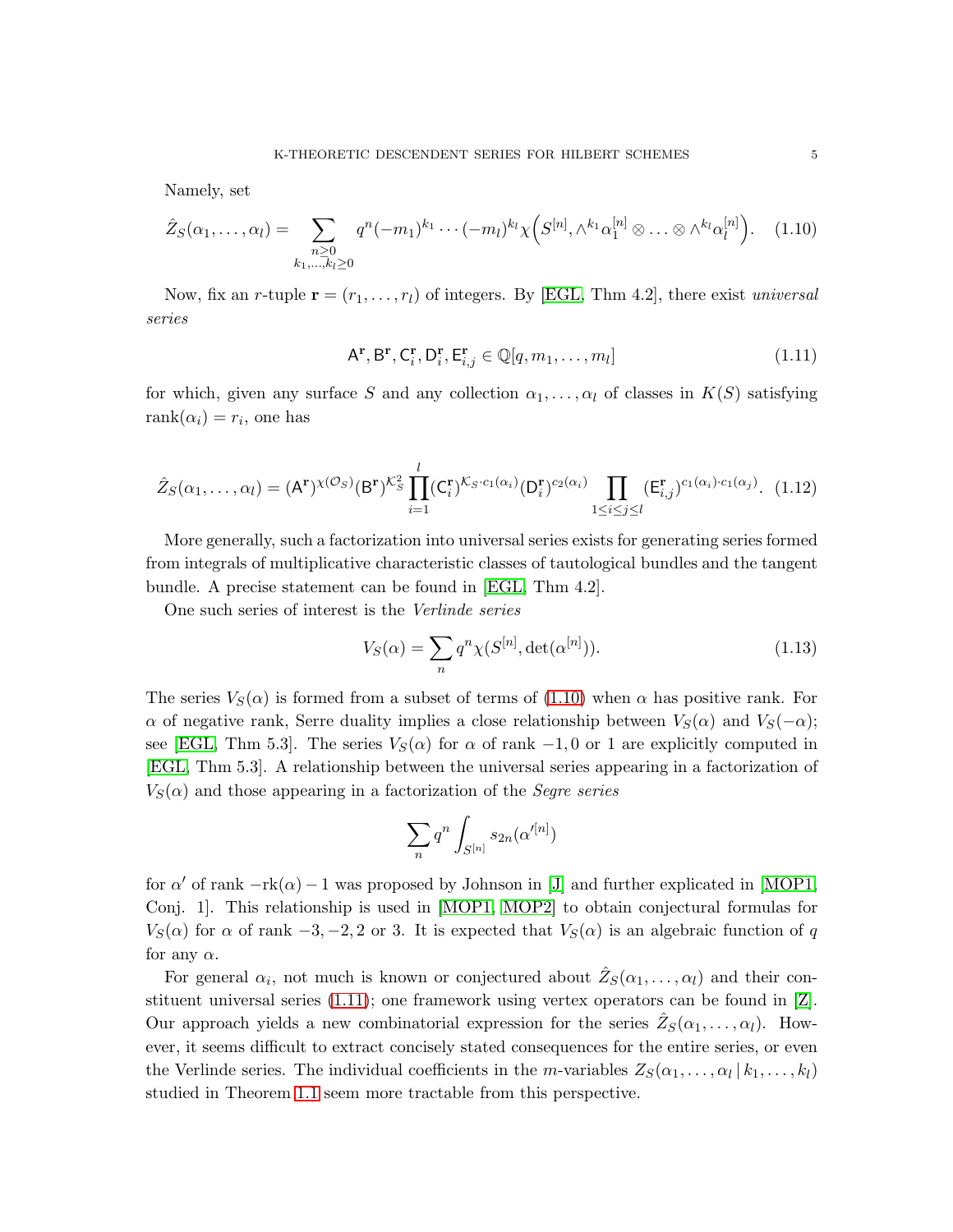Namely, set

$$\hat{Z}_S(\alpha_1, \ldots, \alpha_l) = \sum_{\substack{n \geq 0 \\ k_1, \ldots, k_l \geq 0}} q^n (-m_1)^{k_1} \cdots (-m_l)^{k_l} \chi\Big(S^{[n]}, \wedge^{k_1} \alpha_1^{[n]} \otimes \ldots \otimes \wedge^{k_l} \alpha_l^{[n]}\Big). \quad (1.10)$$

Now, fix an $r$-tuple $\mathbf{r} = (r_1, \ldots, r_l)$ of integers. By [EGL, Thm 4.2], there exist *universal series*

$$\mathsf{A}^{\mathbf{r}}, \mathsf{B}^{\mathbf{r}}, \mathsf{C}_i^{\mathbf{r}}, \mathsf{D}_i^{\mathbf{r}}, \mathsf{E}_{i,j}^{\mathbf{r}} \in \mathbb{Q}[q, m_1, \ldots, m_l] \quad (1.11)$$

for which, given any surface $S$ and any collection $\alpha_1, \ldots, \alpha_l$ of classes in $K(S)$ satisfying $\operatorname{rank}(\alpha_i) = r_i$, one has

$$\hat{Z}_S(\alpha_1, \ldots, \alpha_l) = (\mathsf{A}^{\mathbf{r}})^{\chi(\mathcal{O}_S)} (\mathsf{B}^{\mathbf{r}})^{\mathcal{K}_S^2} \prod_{i=1}^{l} (\mathsf{C}_i^{\mathbf{r}})^{\mathcal{K}_S \cdot c_1(\alpha_i)} (\mathsf{D}_i^{\mathbf{r}})^{c_2(\alpha_i)} \prod_{1 \leq i \leq j \leq l} (\mathsf{E}_{i,j}^{\mathbf{r}})^{c_1(\alpha_i) \cdot c_1(\alpha_j)}. \quad (1.12)$$

More generally, such a factorization into universal series exists for generating series formed from integrals of multiplicative characteristic classes of tautological bundles and the tangent bundle. A precise statement can be found in [EGL, Thm 4.2].

One such series of interest is the *Verlinde series*

$$V_S(\alpha) = \sum_n q^n \chi(S^{[n]}, \det(\alpha^{[n]})). \quad (1.13)$$

The series $V_S(\alpha)$ is formed from a subset of terms of (1.10) when $\alpha$ has positive rank. For $\alpha$ of negative rank, Serre duality implies a close relationship between $V_S(\alpha)$ and $V_S(-\alpha)$; see [EGL, Thm 5.3]. The series $V_S(\alpha)$ for $\alpha$ of rank $-1, 0$ or $1$ are explicitly computed in [EGL, Thm 5.3]. A relationship between the universal series appearing in a factorization of $V_S(\alpha)$ and those appearing in a factorization of the *Segre series*

$$\sum_n q^n \int_{S^{[n]}} s_{2n}(\alpha'^{[n]})$$

for $\alpha'$ of rank $-\operatorname{rk}(\alpha) - 1$ was proposed by Johnson in [J] and further explicated in [MOP1, Conj. 1]. This relationship is used in [MOP1, MOP2] to obtain conjectural formulas for $V_S(\alpha)$ for $\alpha$ of rank $-3, -2, 2$ or $3$. It is expected that $V_S(\alpha)$ is an algebraic function of $q$ for any $\alpha$.

For general $\alpha_i$, not much is known or conjectured about $\hat{Z}_S(\alpha_1, \ldots, \alpha_l)$ and their constituent universal series (1.11); one framework using vertex operators can be found in [Z]. Our approach yields a new combinatorial expression for the series $\hat{Z}_S(\alpha_1, \ldots, \alpha_l)$. However, it seems difficult to extract concisely stated consequences for the entire series, or even the Verlinde series. The individual coefficients in the $m$-variables $Z_S(\alpha_1, \ldots, \alpha_l \,|\, k_1, \ldots, k_l)$ studied in Theorem 1.1 seem more tractable from this perspective.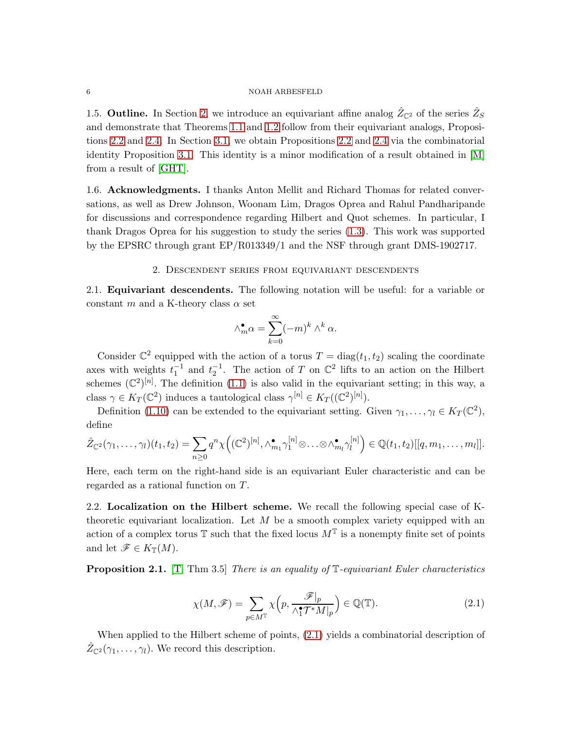1.5. **Outline.** In Section 2, we introduce an equivariant affine analog $\hat{Z}_{\mathbb{C}^2}$ of the series $\hat{Z}_S$ and demonstrate that Theorems 1.1 and 1.2 follow from their equivariant analogs, Propositions 2.2 and 2.4. In Section 3.1, we obtain Propositions 2.2 and 2.4 via the combinatorial identity Proposition 3.1. This identity is a minor modification of a result obtained in [M] from a result of [GHT].

1.6. **Acknowledgments.** I thanks Anton Mellit and Richard Thomas for related conversations, as well as Drew Johnson, Woonam Lim, Dragos Oprea and Rahul Pandharipande for discussions and correspondence regarding Hilbert and Quot schemes. In particular, I thank Dragos Oprea for his suggestion to study the series (1.3). This work was supported by the EPSRC through grant EP/R013349/1 and the NSF through grant DMS-1902717.

## 2. Descendent series from equivariant descendents

2.1. **Equivariant descendents.** The following notation will be useful: for a variable or constant $m$ and a K-theory class $\alpha$ set

$$\wedge^{\bullet}_{m}\alpha = \sum_{k=0}^{\infty}(-m)^k \wedge^k \alpha.$$

Consider $\mathbb{C}^2$ equipped with the action of a torus $T = \mathrm{diag}(t_1, t_2)$ scaling the coordinate axes with weights $t_1^{-1}$ and $t_2^{-1}$. The action of $T$ on $\mathbb{C}^2$ lifts to an action on the Hilbert schemes $(\mathbb{C}^2)^{[n]}$. The definition (1.1) is also valid in the equivariant setting; in this way, a class $\gamma \in K_T(\mathbb{C}^2)$ induces a tautological class $\gamma^{[n]} \in K_T((\mathbb{C}^2)^{[n]})$.

Definition (1.10) can be extended to the equivariant setting. Given $\gamma_1, \ldots, \gamma_l \in K_T(\mathbb{C}^2)$, define

$$\hat{Z}_{\mathbb{C}^2}(\gamma_1, \ldots, \gamma_l)(t_1, t_2) = \sum_{n \geq 0} q^n \chi\Big((\mathbb{C}^2)^{[n]}, \wedge^{\bullet}_{m_1}\gamma_1^{[n]} \otimes \ldots \otimes \wedge^{\bullet}_{m_l}\gamma_l^{[n]}\Big) \in \mathbb{Q}(t_1, t_2)[[q, m_1, \ldots, m_l]].$$

Here, each term on the right-hand side is an equivariant Euler characteristic and can be regarded as a rational function on $T$.

2.2. **Localization on the Hilbert scheme.** We recall the following special case of K-theoretic equivariant localization. Let $M$ be a smooth complex variety equipped with an action of a complex torus $\mathbb{T}$ such that the fixed locus $M^{\mathbb{T}}$ is a nonempty finite set of points and let $\mathscr{F} \in K_{\mathbb{T}}(M)$.

**Proposition 2.1.** [T, Thm 3.5] *There is an equality of* $\mathbb{T}$*-equivariant Euler characteristics*

$$\chi(M, \mathscr{F}) = \sum_{p \in M^{\mathbb{T}}} \chi\Big(p, \frac{\mathscr{F}|_p}{\wedge^{\bullet}_{1}\mathcal{T}^*M|_p}\Big) \in \mathbb{Q}(\mathbb{T}). \tag{2.1}$$

When applied to the Hilbert scheme of points, (2.1) yields a combinatorial description of $\hat{Z}_{\mathbb{C}^2}(\gamma_1, \ldots, \gamma_l)$. We record this description.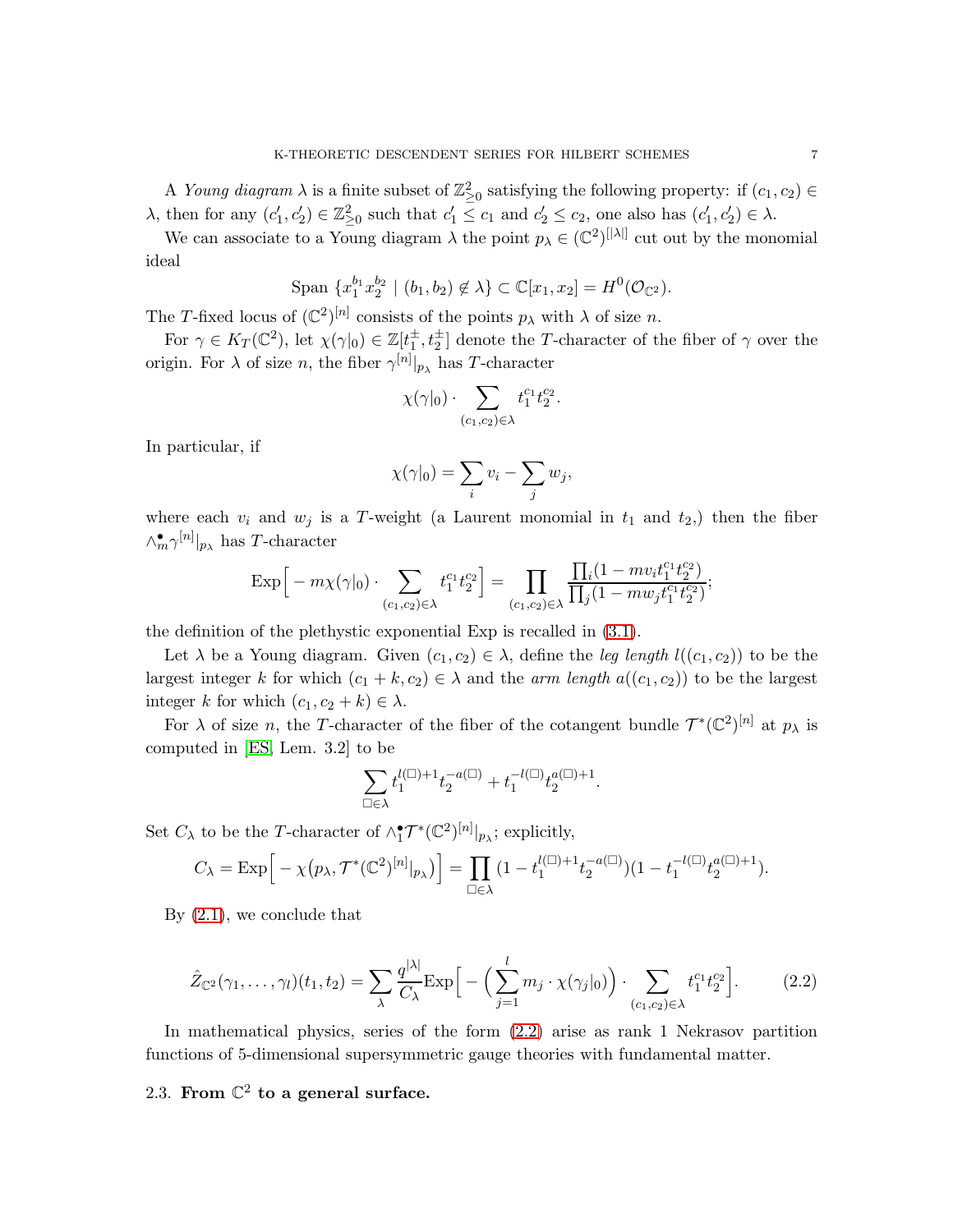A *Young diagram* $\lambda$ is a finite subset of $\mathbb{Z}^2_{\geq 0}$ satisfying the following property: if $(c_1, c_2) \in \lambda$, then for any $(c_1', c_2') \in \mathbb{Z}^2_{\geq 0}$ such that $c_1' \leq c_1$ and $c_2' \leq c_2$, one also has $(c_1', c_2') \in \lambda$.

We can associate to a Young diagram $\lambda$ the point $p_\lambda \in (\mathbb{C}^2)^{[|\lambda|]}$ cut out by the monomial ideal

$$\text{Span}\ \{x_1^{b_1} x_2^{b_2} \mid (b_1, b_2) \notin \lambda\} \subset \mathbb{C}[x_1, x_2] = H^0(\mathcal{O}_{\mathbb{C}^2}).$$

The $T$-fixed locus of $(\mathbb{C}^2)^{[n]}$ consists of the points $p_\lambda$ with $\lambda$ of size $n$.

For $\gamma \in K_T(\mathbb{C}^2)$, let $\chi(\gamma|_0) \in \mathbb{Z}[t_1^\pm, t_2^\pm]$ denote the $T$-character of the fiber of $\gamma$ over the origin. For $\lambda$ of size $n$, the fiber $\gamma^{[n]}|_{p_\lambda}$ has $T$-character

$$\chi(\gamma|_0) \cdot \sum_{(c_1, c_2) \in \lambda} t_1^{c_1} t_2^{c_2}.$$

In particular, if

$$\chi(\gamma|_0) = \sum_i v_i - \sum_j w_j,$$

where each $v_i$ and $w_j$ is a $T$-weight (a Laurent monomial in $t_1$ and $t_2$,) then the fiber $\wedge_m^\bullet \gamma^{[n]}|_{p_\lambda}$ has $T$-character

$$\text{Exp}\Big[-m\chi(\gamma|_0) \cdot \sum_{(c_1, c_2) \in \lambda} t_1^{c_1} t_2^{c_2}\Big] = \prod_{(c_1, c_2) \in \lambda} \frac{\prod_i (1 - m v_i t_1^{c_1} t_2^{c_2})}{\prod_j (1 - m w_j t_1^{c_1} t_2^{c_2})};$$

the definition of the plethystic exponential Exp is recalled in (3.1).

Let $\lambda$ be a Young diagram. Given $(c_1, c_2) \in \lambda$, define the *leg length* $l((c_1, c_2))$ to be the largest integer $k$ for which $(c_1 + k, c_2) \in \lambda$ and the *arm length* $a((c_1, c_2))$ to be the largest integer $k$ for which $(c_1, c_2 + k) \in \lambda$.

For $\lambda$ of size $n$, the $T$-character of the fiber of the cotangent bundle $\mathcal{T}^*(\mathbb{C}^2)^{[n]}$ at $p_\lambda$ is computed in [ES, Lem. 3.2] to be

$$\sum_{\square \in \lambda} t_1^{l(\square)+1} t_2^{-a(\square)} + t_1^{-l(\square)} t_2^{a(\square)+1}.$$

Set $C_\lambda$ to be the $T$-character of $\wedge_1^\bullet \mathcal{T}^*(\mathbb{C}^2)^{[n]}|_{p_\lambda}$; explicitly,

$$C_\lambda = \text{Exp}\Big[-\chi\big(p_\lambda, \mathcal{T}^*(\mathbb{C}^2)^{[n]}|_{p_\lambda}\big)\Big] = \prod_{\square \in \lambda} (1 - t_1^{l(\square)+1} t_2^{-a(\square)})(1 - t_1^{-l(\square)} t_2^{a(\square)+1}).$$

By (2.1), we conclude that

$$\hat{Z}_{\mathbb{C}^2}(\gamma_1, \ldots, \gamma_l)(t_1, t_2) = \sum_\lambda \frac{q^{|\lambda|}}{C_\lambda} \text{Exp}\Big[-\Big(\sum_{j=1}^{l} m_j \cdot \chi(\gamma_j|_0)\Big) \cdot \sum_{(c_1, c_2) \in \lambda} t_1^{c_1} t_2^{c_2}\Big]. \tag{2.2}$$

In mathematical physics, series of the form (2.2) arise as rank 1 Nekrasov partition functions of 5-dimensional supersymmetric gauge theories with fundamental matter.

### 2.3. From $\mathbb{C}^2$ to a general surface.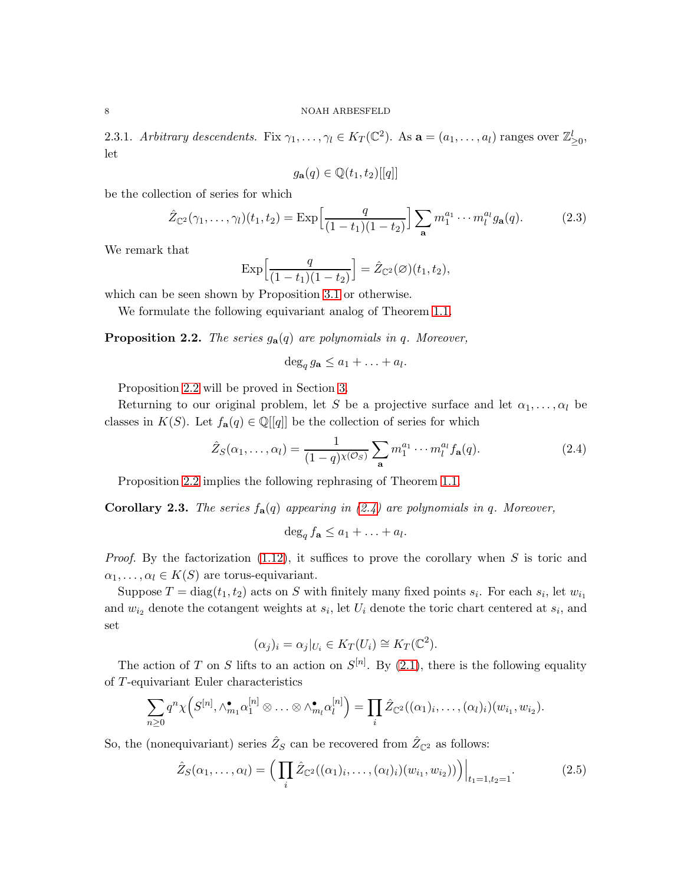2.3.1. *Arbitrary descendents.* Fix $\gamma_1, \ldots, \gamma_l \in K_T(\mathbb{C}^2)$. As $\mathbf{a} = (a_1, \ldots, a_l)$ ranges over $\mathbb{Z}^l_{\geq 0}$, let

$$g_{\mathbf{a}}(q) \in \mathbb{Q}(t_1, t_2)[[q]]$$

be the collection of series for which

$$\hat{Z}_{\mathbb{C}^2}(\gamma_1, \ldots, \gamma_l)(t_1, t_2) = \operatorname{Exp}\Big[\frac{q}{(1-t_1)(1-t_2)}\Big] \sum_{\mathbf{a}} m_1^{a_1} \cdots m_l^{a_l} g_{\mathbf{a}}(q). \tag{2.3}$$

We remark that

$$\operatorname{Exp}\Big[\frac{q}{(1-t_1)(1-t_2)}\Big] = \hat{Z}_{\mathbb{C}^2}(\varnothing)(t_1, t_2),$$

which can be seen shown by Proposition 3.1 or otherwise.

We formulate the following equivariant analog of Theorem 1.1.

**Proposition 2.2.** *The series $g_{\mathbf{a}}(q)$ are polynomials in $q$. Moreover,*

$$\deg_q g_{\mathbf{a}} \leq a_1 + \ldots + a_l.$$

Proposition 2.2 will be proved in Section 3.

Returning to our original problem, let $S$ be a projective surface and let $\alpha_1, \ldots, \alpha_l$ be classes in $K(S)$. Let $f_{\mathbf{a}}(q) \in \mathbb{Q}[[q]]$ be the collection of series for which

$$\hat{Z}_S(\alpha_1, \ldots, \alpha_l) = \frac{1}{(1-q)^{\chi(\mathcal{O}_S)}} \sum_{\mathbf{a}} m_1^{a_1} \cdots m_l^{a_l} f_{\mathbf{a}}(q). \tag{2.4}$$

Proposition 2.2 implies the following rephrasing of Theorem 1.1.

**Corollary 2.3.** *The series $f_{\mathbf{a}}(q)$ appearing in (2.4) are polynomials in $q$. Moreover,*

$$\deg_q f_{\mathbf{a}} \leq a_1 + \ldots + a_l.$$

*Proof.* By the factorization (1.12), it suffices to prove the corollary when $S$ is toric and $\alpha_1, \ldots, \alpha_l \in K(S)$ are torus-equivariant.

Suppose $T = \operatorname{diag}(t_1, t_2)$ acts on $S$ with finitely many fixed points $s_i$. For each $s_i$, let $w_{i_1}$ and $w_{i_2}$ denote the cotangent weights at $s_i$, let $U_i$ denote the toric chart centered at $s_i$, and set

$$(\alpha_j)_i = \alpha_j|_{U_i} \in K_T(U_i) \cong K_T(\mathbb{C}^2).$$

The action of $T$ on $S$ lifts to an action on $S^{[n]}$. By (2.1), there is the following equality of $T$-equivariant Euler characteristics

$$\sum_{n \geq 0} q^n \chi\Big(S^{[n]}, \wedge^\bullet_{m_1} \alpha_1^{[n]} \otimes \ldots \otimes \wedge^\bullet_{m_l} \alpha_l^{[n]}\Big) = \prod_i \hat{Z}_{\mathbb{C}^2}((\alpha_1)_i, \ldots, (\alpha_l)_i)(w_{i_1}, w_{i_2}).$$

So, the (nonequivariant) series $\hat{Z}_S$ can be recovered from $\hat{Z}_{\mathbb{C}^2}$ as follows:

$$\hat{Z}_S(\alpha_1, \ldots, \alpha_l) = \Big(\prod_i \hat{Z}_{\mathbb{C}^2}((\alpha_1)_i, \ldots, (\alpha_l)_i)(w_{i_1}, w_{i_2})\Big)\Big|_{t_1=1, t_2=1}. \tag{2.5}$$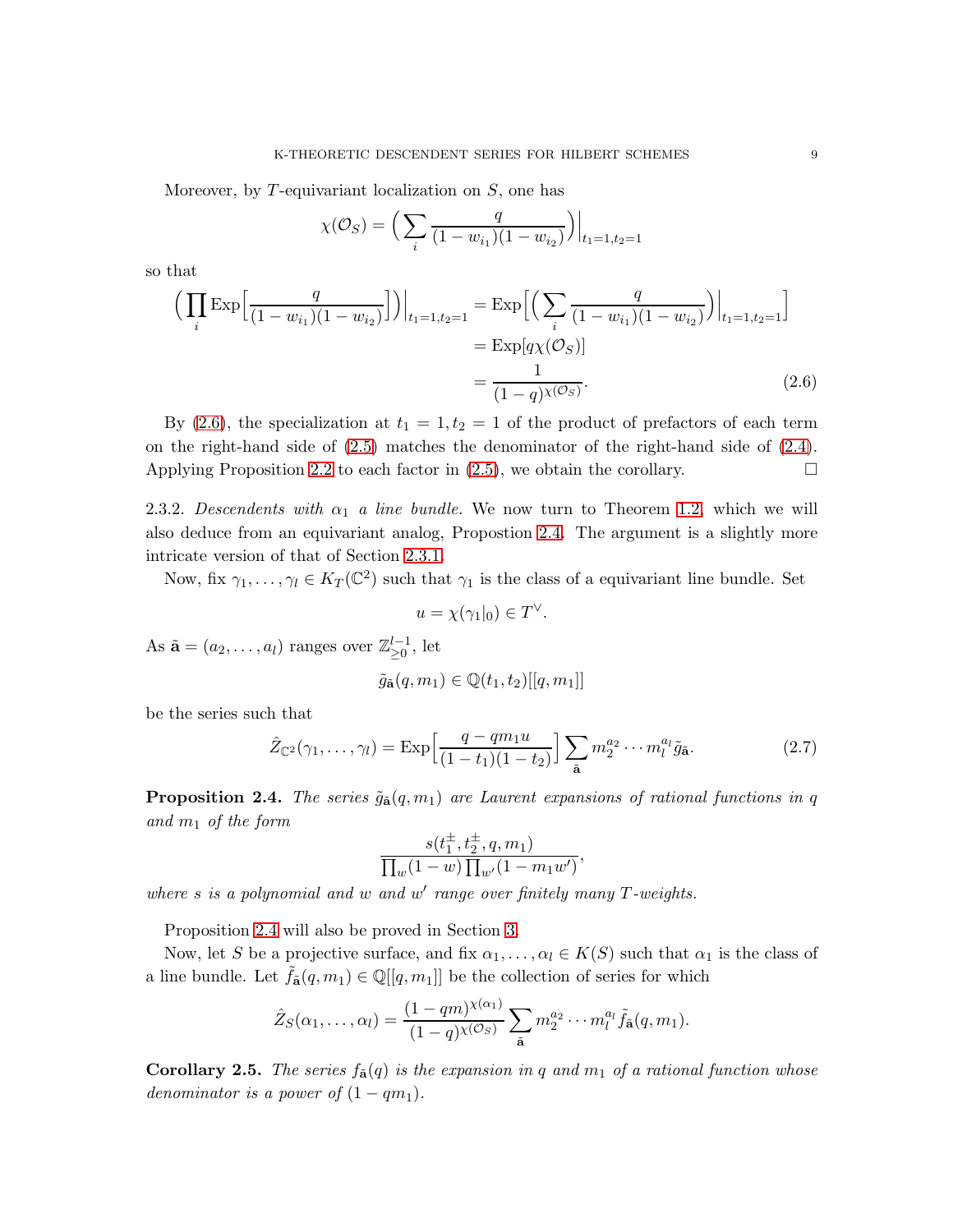Moreover, by $T$-equivariant localization on $S$, one has

$$\chi(\mathcal{O}_S) = \Big( \sum_i \frac{q}{(1-w_{i_1})(1-w_{i_2})} \Big)\Big|_{t_1=1, t_2=1}$$

so that

$$\begin{aligned}
\Big( \prod_i \mathrm{Exp}\Big[ \frac{q}{(1-w_{i_1})(1-w_{i_2})} \Big] \Big)\Big|_{t_1=1,t_2=1} &= \mathrm{Exp}\Big[ \Big( \sum_i \frac{q}{(1-w_{i_1})(1-w_{i_2})} \Big)\Big|_{t_1=1,t_2=1} \Big] \\
&= \mathrm{Exp}[q\chi(\mathcal{O}_S)] \\
&= \frac{1}{(1-q)^{\chi(\mathcal{O}_S)}}. \qquad (2.6)
\end{aligned}$$

By (2.6), the specialization at $t_1 = 1, t_2 = 1$ of the product of prefactors of each term on the right-hand side of (2.5) matches the denominator of the right-hand side of (2.4). Applying Proposition 2.2 to each factor in (2.5), we obtain the corollary. $\square$

2.3.2. *Descendents with $\alpha_1$ a line bundle.* We now turn to Theorem 1.2, which we will also deduce from an equivariant analog, Propostion 2.4. The argument is a slightly more intricate version of that of Section 2.3.1.

Now, fix $\gamma_1, \ldots, \gamma_l \in K_T(\mathbb{C}^2)$ such that $\gamma_1$ is the class of a equivariant line bundle. Set

$$u = \chi(\gamma_1|_0) \in T^\vee.$$

As $\tilde{\mathbf{a}} = (a_2, \ldots, a_l)$ ranges over $\mathbb{Z}_{\geq 0}^{l-1}$, let

$$\tilde{g}_{\tilde{\mathbf{a}}}(q, m_1) \in \mathbb{Q}(t_1, t_2)[[q, m_1]]$$

be the series such that

$$\hat{Z}_{\mathbb{C}^2}(\gamma_1, \ldots, \gamma_l) = \mathrm{Exp}\Big[ \frac{q - qm_1u}{(1-t_1)(1-t_2)} \Big] \sum_{\tilde{\mathbf{a}}} m_2^{a_2} \cdots m_l^{a_l} \tilde{g}_{\tilde{\mathbf{a}}}. \qquad (2.7)$$

**Proposition 2.4.** *The series $\tilde{g}_{\tilde{\mathbf{a}}}(q, m_1)$ are Laurent expansions of rational functions in $q$ and $m_1$ of the form*

$$\frac{s(t_1^{\pm}, t_2^{\pm}, q, m_1)}{\prod_w (1-w) \prod_{w'} (1 - m_1 w')},$$

*where $s$ is a polynomial and $w$ and $w'$ range over finitely many $T$-weights.*

Proposition 2.4 will also be proved in Section 3.

Now, let $S$ be a projective surface, and fix $\alpha_1, \ldots, \alpha_l \in K(S)$ such that $\alpha_1$ is the class of a line bundle. Let $\tilde{f}_{\tilde{\mathbf{a}}}(q, m_1) \in \mathbb{Q}[[q, m_1]]$ be the collection of series for which

$$\hat{Z}_S(\alpha_1, \ldots, \alpha_l) = \frac{(1-qm)^{\chi(\alpha_1)}}{(1-q)^{\chi(\mathcal{O}_S)}} \sum_{\tilde{\mathbf{a}}} m_2^{a_2} \cdots m_l^{a_l} \tilde{f}_{\tilde{\mathbf{a}}}(q, m_1).$$

**Corollary 2.5.** *The series $f_{\tilde{\mathbf{a}}}(q)$ is the expansion in $q$ and $m_1$ of a rational function whose denominator is a power of $(1 - qm_1)$.*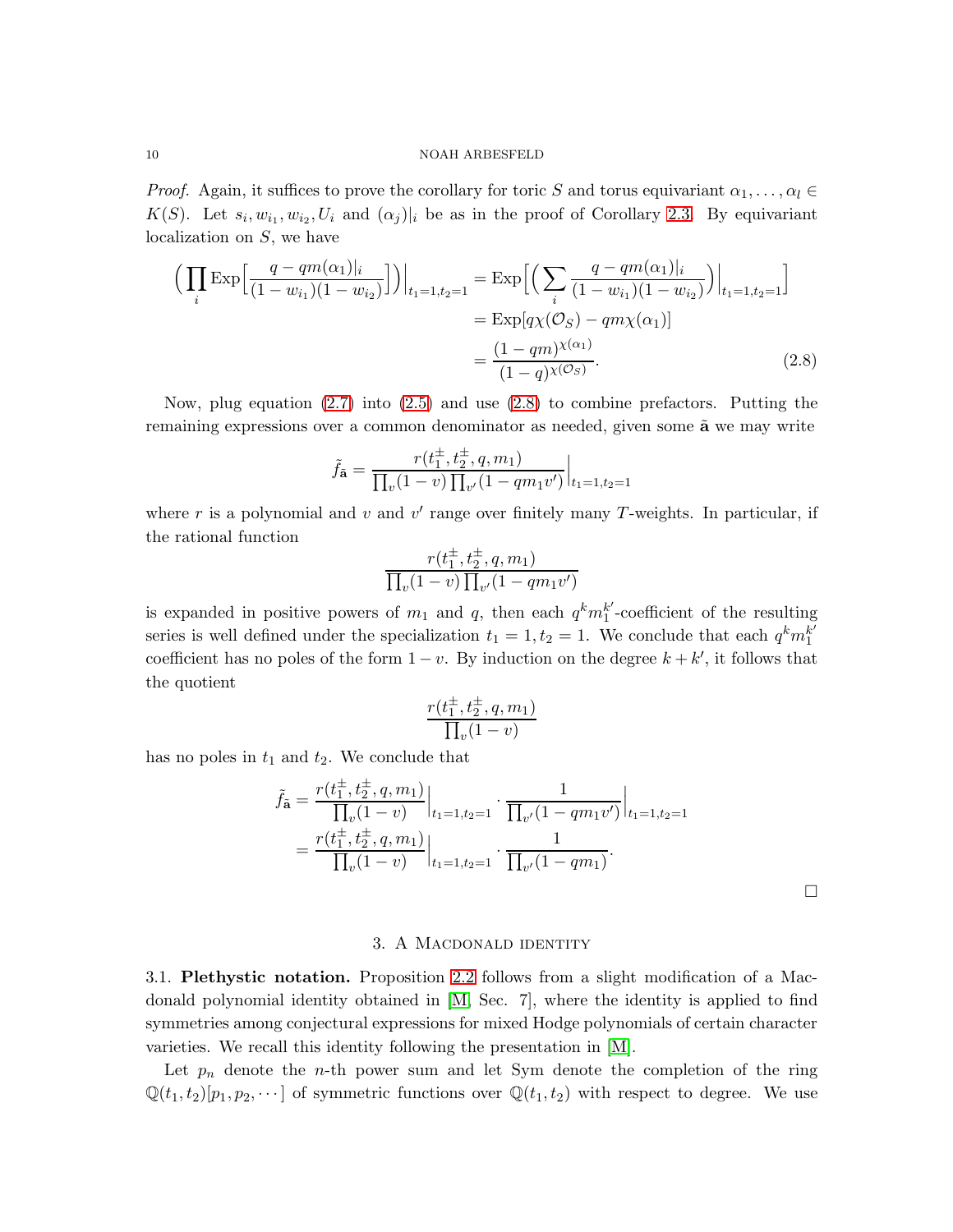*Proof.* Again, it suffices to prove the corollary for toric $S$ and torus equivariant $\alpha_1, \ldots, \alpha_l \in K(S)$. Let $s_i, w_{i_1}, w_{i_2}, U_i$ and $(\alpha_j)|_i$ be as in the proof of Corollary 2.3. By equivariant localization on $S$, we have

$$
\begin{aligned}
\Big(\prod_i \mathrm{Exp}\Big[\frac{q - qm(\alpha_1)|_i}{(1-w_{i_1})(1-w_{i_2})}\Big]\Big)\Big|_{t_1=1,t_2=1} &= \mathrm{Exp}\Big[\Big(\sum_i \frac{q - qm(\alpha_1)|_i}{(1-w_{i_1})(1-w_{i_2})}\Big)\Big|_{t_1=1,t_2=1}\Big] \\
&= \mathrm{Exp}[q\chi(\mathcal{O}_S) - qm\chi(\alpha_1)] \\
&= \frac{(1-qm)^{\chi(\alpha_1)}}{(1-q)^{\chi(\mathcal{O}_S)}}.
\end{aligned} \tag{2.8}
$$

Now, plug equation (2.7) into (2.5) and use (2.8) to combine prefactors. Putting the remaining expressions over a common denominator as needed, given some $\tilde{\mathbf{a}}$ we may write

$$
\tilde{f}_{\tilde{\mathbf{a}}} = \frac{r(t_1^{\pm}, t_2^{\pm}, q, m_1)}{\prod_v (1-v)\prod_{v'}(1-qm_1v')}\Big|_{t_1=1,t_2=1}
$$

where $r$ is a polynomial and $v$ and $v'$ range over finitely many $T$-weights. In particular, if the rational function

$$
\frac{r(t_1^{\pm}, t_2^{\pm}, q, m_1)}{\prod_v (1-v)\prod_{v'}(1-qm_1v')}
$$

is expanded in positive powers of $m_1$ and $q$, then each $q^k m_1^{k'}$-coefficient of the resulting series is well defined under the specialization $t_1 = 1, t_2 = 1$. We conclude that each $q^k m_1^{k'}$ coefficient has no poles of the form $1 - v$. By induction on the degree $k + k'$, it follows that the quotient

$$
\frac{r(t_1^{\pm}, t_2^{\pm}, q, m_1)}{\prod_v (1-v)}
$$

has no poles in $t_1$ and $t_2$. We conclude that

$$
\begin{aligned}
\tilde{f}_{\tilde{\mathbf{a}}} &= \frac{r(t_1^{\pm}, t_2^{\pm}, q, m_1)}{\prod_v (1-v)}\Big|_{t_1=1,t_2=1} \cdot \frac{1}{\prod_{v'}(1-qm_1v')}\Big|_{t_1=1,t_2=1} \\
&= \frac{r(t_1^{\pm}, t_2^{\pm}, q, m_1)}{\prod_v (1-v)}\Big|_{t_1=1,t_2=1} \cdot \frac{1}{\prod_{v'}(1-qm_1)}.
\end{aligned}
$$

□

## 3. A Macdonald identity

**3.1. Plethystic notation.** Proposition 2.2 follows from a slight modification of a Macdonald polynomial identity obtained in [M, Sec. 7], where the identity is applied to find symmetries among conjectural expressions for mixed Hodge polynomials of certain character varieties. We recall this identity following the presentation in [M].

Let $p_n$ denote the $n$-th power sum and let Sym denote the completion of the ring $\mathbb{Q}(t_1, t_2)[p_1, p_2, \cdots]$ of symmetric functions over $\mathbb{Q}(t_1, t_2)$ with respect to degree. We use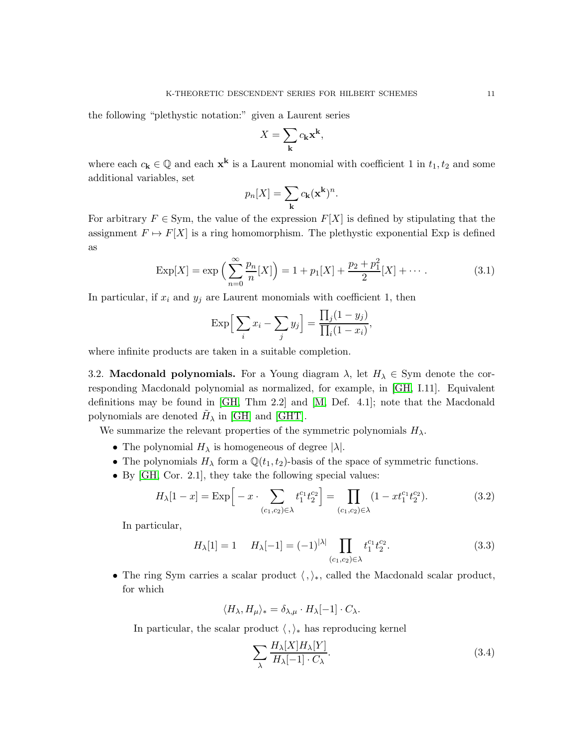the following "plethystic notation:" given a Laurent series

$$X = \sum_{\mathbf{k}} c_{\mathbf{k}} \mathbf{x}^{\mathbf{k}},$$

where each $c_{\mathbf{k}} \in \mathbb{Q}$ and each $\mathbf{x}^{\mathbf{k}}$ is a Laurent monomial with coefficient 1 in $t_1, t_2$ and some additional variables, set

$$p_n[X] = \sum_{\mathbf{k}} c_{\mathbf{k}} (\mathbf{x}^{\mathbf{k}})^n.$$

For arbitrary $F \in \mathrm{Sym}$, the value of the expression $F[X]$ is defined by stipulating that the assignment $F \mapsto F[X]$ is a ring homomorphism. The plethystic exponential Exp is defined as

$$\mathrm{Exp}[X] = \exp\Big(\sum_{n=0}^{\infty} \frac{p_n}{n}[X]\Big) = 1 + p_1[X] + \frac{p_2 + p_1^2}{2}[X] + \cdots. \tag{3.1}$$

In particular, if $x_i$ and $y_j$ are Laurent monomials with coefficient 1, then

$$\mathrm{Exp}\Big[\sum_i x_i - \sum_j y_j\Big] = \frac{\prod_j (1 - y_j)}{\prod_i (1 - x_i)},$$

where infinite products are taken in a suitable completion.

**3.2. Macdonald polynomials.** For a Young diagram $\lambda$, let $H_\lambda \in \mathrm{Sym}$ denote the corresponding Macdonald polynomial as normalized, for example, in [GH, I.11]. Equivalent definitions may be found in [GH, Thm 2.2] and [M, Def. 4.1]; note that the Macdonald polynomials are denoted $\tilde{H}_\lambda$ in [GH] and [GHT].

We summarize the relevant properties of the symmetric polynomials $H_\lambda$.

- The polynomial $H_\lambda$ is homogeneous of degree $|\lambda|$.
- The polynomials $H_\lambda$ form a $\mathbb{Q}(t_1, t_2)$-basis of the space of symmetric functions.
- By [GH, Cor. 2.1], they take the following special values:

$$H_\lambda[1 - x] = \mathrm{Exp}\Big[-x \cdot \sum_{(c_1, c_2) \in \lambda} t_1^{c_1} t_2^{c_2}\Big] = \prod_{(c_1, c_2) \in \lambda} (1 - x t_1^{c_1} t_2^{c_2}). \tag{3.2}$$

  In particular,

$$H_\lambda[1] = 1 \qquad H_\lambda[-1] = (-1)^{|\lambda|} \prod_{(c_1, c_2) \in \lambda} t_1^{c_1} t_2^{c_2}. \tag{3.3}$$

- The ring Sym carries a scalar product $\langle \, , \rangle_*$, called the Macdonald scalar product, for which

$$\langle H_\lambda, H_\mu \rangle_* = \delta_{\lambda,\mu} \cdot H_\lambda[-1] \cdot C_\lambda.$$

  In particular, the scalar product $\langle \, , \rangle_*$ has reproducing kernel

$$\sum_\lambda \frac{H_\lambda[X] H_\lambda[Y]}{H_\lambda[-1] \cdot C_\lambda}. \tag{3.4}$$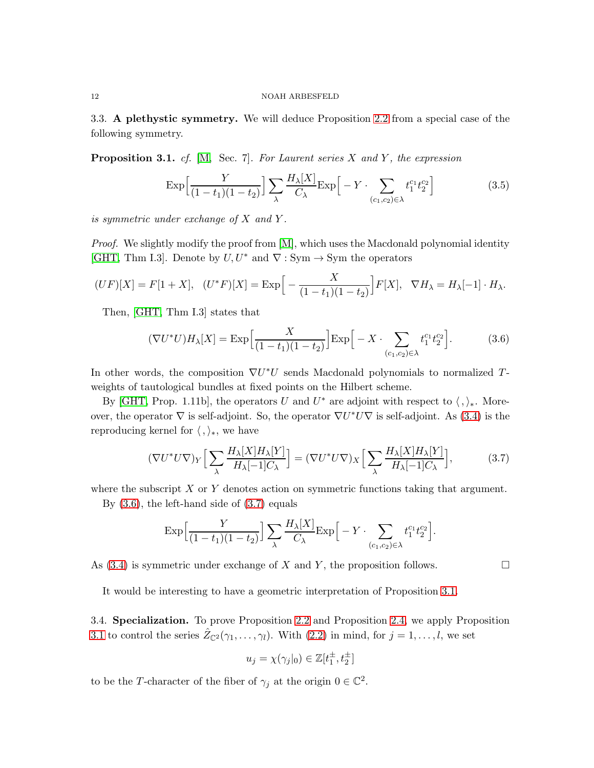### 3.3. A plethystic symmetry.

We will deduce Proposition 2.2 from a special case of the following symmetry.

**Proposition 3.1.** *cf.* [M, Sec. 7]. *For Laurent series $X$ and $Y$, the expression*

$$\mathrm{Exp}\Big[\frac{Y}{(1-t_1)(1-t_2)}\Big]\sum_\lambda \frac{H_\lambda[X]}{C_\lambda}\mathrm{Exp}\Big[-Y\cdot\sum_{(c_1,c_2)\in\lambda} t_1^{c_1}t_2^{c_2}\Big] \tag{3.5}$$

*is symmetric under exchange of $X$ and $Y$.*

*Proof.* We slightly modify the proof from [M], which uses the Macdonald polynomial identity [GHT, Thm I.3]. Denote by $U, U^*$ and $\nabla : \mathrm{Sym}\to\mathrm{Sym}$ the operators

$$(UF)[X] = F[1+X],\quad (U^*F)[X] = \mathrm{Exp}\Big[-\frac{X}{(1-t_1)(1-t_2)}\Big]F[X],\quad \nabla H_\lambda = H_\lambda[-1]\cdot H_\lambda.$$

Then, [GHT, Thm I.3] states that

$$(\nabla U^*U)H_\lambda[X] = \mathrm{Exp}\Big[\frac{X}{(1-t_1)(1-t_2)}\Big]\mathrm{Exp}\Big[-X\cdot\sum_{(c_1,c_2)\in\lambda} t_1^{c_1}t_2^{c_2}\Big]. \tag{3.6}$$

In other words, the composition $\nabla U^*U$ sends Macdonald polynomials to normalized $T$-weights of tautological bundles at fixed points on the Hilbert scheme.

By [GHT, Prop. 1.11b], the operators $U$ and $U^*$ are adjoint with respect to $\langle\,,\rangle_*$. Moreover, the operator $\nabla$ is self-adjoint. So, the operator $\nabla U^*U\nabla$ is self-adjoint. As (3.4) is the reproducing kernel for $\langle\,,\rangle_*$, we have

$$(\nabla U^*U\nabla)_Y\Big[\sum_\lambda \frac{H_\lambda[X]H_\lambda[Y]}{H_\lambda[-1]C_\lambda}\Big] = (\nabla U^*U\nabla)_X\Big[\sum_\lambda \frac{H_\lambda[X]H_\lambda[Y]}{H_\lambda[-1]C_\lambda}\Big], \tag{3.7}$$

where the subscript $X$ or $Y$ denotes action on symmetric functions taking that argument.

By (3.6), the left-hand side of (3.7) equals

$$\mathrm{Exp}\Big[\frac{Y}{(1-t_1)(1-t_2)}\Big]\sum_\lambda \frac{H_\lambda[X]}{C_\lambda}\mathrm{Exp}\Big[-Y\cdot\sum_{(c_1,c_2)\in\lambda} t_1^{c_1}t_2^{c_2}\Big].$$

As (3.4) is symmetric under exchange of $X$ and $Y$, the proposition follows. $\square$

It would be interesting to have a geometric interpretation of Proposition 3.1.

### 3.4. Specialization.

To prove Proposition 2.2 and Proposition 2.4, we apply Proposition 3.1 to control the series $\hat{Z}_{\mathbb{C}^2}(\gamma_1,\dots,\gamma_l)$. With (2.2) in mind, for $j = 1,\dots,l$, we set

$$u_j = \chi(\gamma_j|_0) \in \mathbb{Z}[t_1^\pm, t_2^\pm]$$

to be the $T$-character of the fiber of $\gamma_j$ at the origin $0\in\mathbb{C}^2$.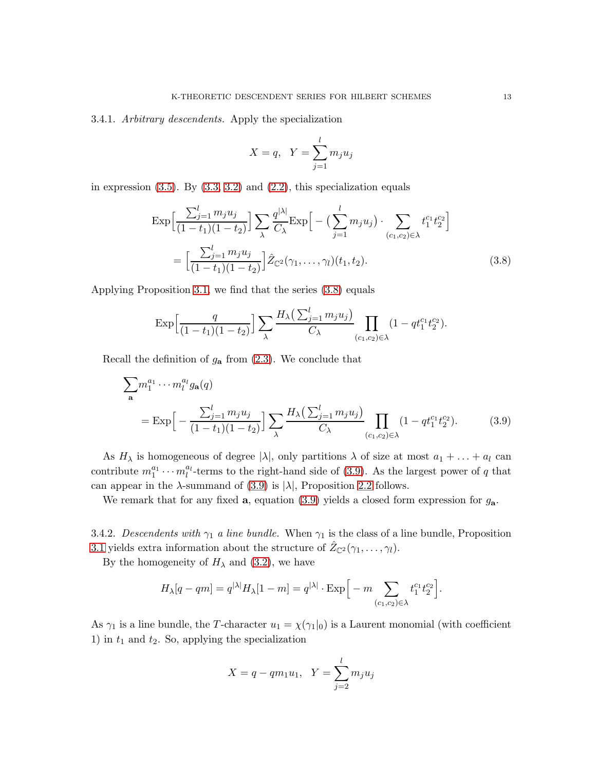3.4.1. *Arbitrary descendents.* Apply the specialization

$$X = q, \quad Y = \sum_{j=1}^{l} m_j u_j$$

in expression (3.5). By (3.3, 3.2) and (2.2), this specialization equals

$$\begin{aligned}
&\mathrm{Exp}\Big[\frac{\sum_{j=1}^{l} m_j u_j}{(1-t_1)(1-t_2)}\Big] \sum_{\lambda} \frac{q^{|\lambda|}}{C_\lambda} \mathrm{Exp}\Big[-\big(\sum_{j=1}^{l} m_j u_j\big) \cdot \sum_{(c_1,c_2)\in\lambda} t_1^{c_1} t_2^{c_2}\Big] \\
&\quad = \Big[\frac{\sum_{j=1}^{l} m_j u_j}{(1-t_1)(1-t_2)}\Big] \hat{Z}_{\mathbb{C}^2}(\gamma_1, \ldots, \gamma_l)(t_1, t_2). \qquad (3.8)
\end{aligned}$$

Applying Proposition 3.1, we find that the series (3.8) equals

$$\mathrm{Exp}\Big[\frac{q}{(1-t_1)(1-t_2)}\Big] \sum_{\lambda} \frac{H_\lambda\big(\sum_{j=1}^{l} m_j u_j\big)}{C_\lambda} \prod_{(c_1,c_2)\in\lambda} (1 - q t_1^{c_1} t_2^{c_2}).$$

Recall the definition of $g_{\mathbf{a}}$ from (2.3). We conclude that

$$\begin{aligned}
&\sum_{\mathbf{a}} m_1^{a_1} \cdots m_l^{a_l} g_{\mathbf{a}}(q) \\
&\quad = \mathrm{Exp}\Big[-\frac{\sum_{j=1}^{l} m_j u_j}{(1-t_1)(1-t_2)}\Big] \sum_{\lambda} \frac{H_\lambda\big(\sum_{j=1}^{l} m_j u_j\big)}{C_\lambda} \prod_{(c_1,c_2)\in\lambda} (1 - q t_1^{c_1} t_2^{c_2}). \qquad (3.9)
\end{aligned}$$

As $H_\lambda$ is homogeneous of degree $|\lambda|$, only partitions $\lambda$ of size at most $a_1 + \ldots + a_l$ can contribute $m_1^{a_1} \cdots m_l^{a_l}$-terms to the right-hand side of (3.9). As the largest power of $q$ that can appear in the $\lambda$-summand of (3.9) is $|\lambda|$, Proposition 2.2 follows.

We remark that for any fixed $\mathbf{a}$, equation (3.9) yields a closed form expression for $g_{\mathbf{a}}$.

3.4.2. *Descendents with $\gamma_1$ a line bundle.* When $\gamma_1$ is the class of a line bundle, Proposition 3.1 yields extra information about the structure of $\hat{Z}_{\mathbb{C}^2}(\gamma_1, \ldots, \gamma_l)$.

By the homogeneity of $H_\lambda$ and (3.2), we have

$$H_\lambda[q - qm] = q^{|\lambda|} H_\lambda[1-m] = q^{|\lambda|} \cdot \mathrm{Exp}\Big[-m \sum_{(c_1,c_2)\in\lambda} t_1^{c_1} t_2^{c_2}\Big].$$

As $\gamma_1$ is a line bundle, the $T$-character $u_1 = \chi(\gamma_1|_0)$ is a Laurent monomial (with coefficient 1) in $t_1$ and $t_2$. So, applying the specialization

$$X = q - q m_1 u_1, \quad Y = \sum_{j=2}^{l} m_j u_j$$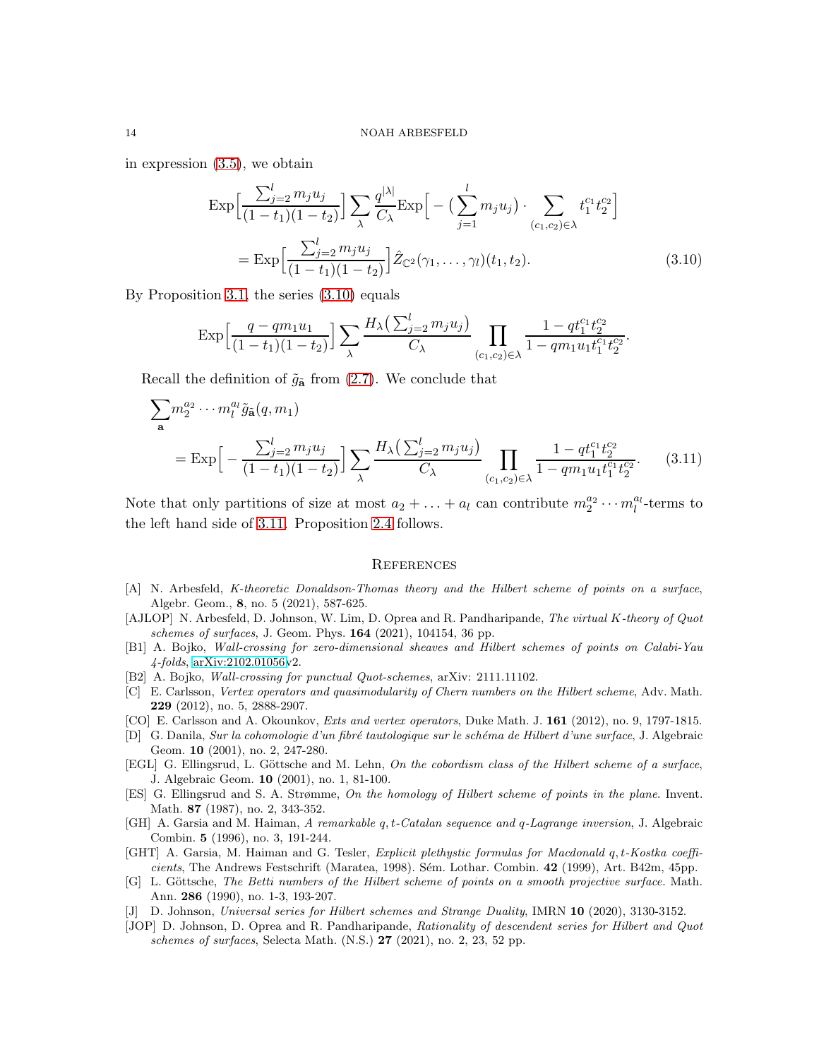in expression (3.5), we obtain

$$
\begin{aligned}
\operatorname{Exp}\Big[\frac{\sum_{j=2}^{l} m_j u_j}{(1-t_1)(1-t_2)}\Big] \sum_{\lambda} \frac{q^{|\lambda|}}{C_\lambda} \operatorname{Exp}\Big[-\big(\sum_{j=1}^{l} m_j u_j\big) \cdot \sum_{(c_1,c_2)\in\lambda} t_1^{c_1} t_2^{c_2}\Big] \\
= \operatorname{Exp}\Big[\frac{\sum_{j=2}^{l} m_j u_j}{(1-t_1)(1-t_2)}\Big] \hat{Z}_{\mathbb{C}^2}(\gamma_1,\ldots,\gamma_l)(t_1,t_2). \qquad (3.10)
\end{aligned}
$$

By Proposition 3.1, the series (3.10) equals

$$
\operatorname{Exp}\Big[\frac{q - q m_1 u_1}{(1-t_1)(1-t_2)}\Big] \sum_{\lambda} \frac{H_\lambda\big(\sum_{j=2}^{l} m_j u_j\big)}{C_\lambda} \prod_{(c_1,c_2)\in\lambda} \frac{1 - q t_1^{c_1} t_2^{c_2}}{1 - q m_1 u_1 t_1^{c_1} t_2^{c_2}}.
$$

Recall the definition of $\tilde{g}_{\tilde{\mathbf{a}}}$ from (2.7). We conclude that

$$
\begin{aligned}
\sum_{\mathbf{a}} m_2^{a_2} \cdots m_l^{a_l} \tilde{g}_{\tilde{\mathbf{a}}}(q, m_1) \\
= \operatorname{Exp}\Big[-\frac{\sum_{j=2}^{l} m_j u_j}{(1-t_1)(1-t_2)}\Big] \sum_{\lambda} \frac{H_\lambda\big(\sum_{j=2}^{l} m_j u_j\big)}{C_\lambda} \prod_{(c_1,c_2)\in\lambda} \frac{1 - q t_1^{c_1} t_2^{c_2}}{1 - q m_1 u_1 t_1^{c_1} t_2^{c_2}}. \qquad (3.11)
\end{aligned}
$$

Note that only partitions of size at most $a_2 + \ldots + a_l$ can contribute $m_2^{a_2} \cdots m_l^{a_l}$-terms to the left hand side of 3.11. Proposition 2.4 follows.

## References

- [A] N. Arbesfeld, *K-theoretic Donaldson-Thomas theory and the Hilbert scheme of points on a surface*, Algebr. Geom., **8**, no. 5 (2021), 587-625.
- [AJLOP] N. Arbesfeld, D. Johnson, W. Lim, D. Oprea and R. Pandharipande, *The virtual K-theory of Quot schemes of surfaces*, J. Geom. Phys. **164** (2021), 104154, 36 pp.
- [B1] A. Bojko, *Wall-crossing for zero-dimensional sheaves and Hilbert schemes of points on Calabi-Yau 4-folds*, arXiv:2102.01056v2.
- [B2] A. Bojko, *Wall-crossing for punctual Quot-schemes*, arXiv: 2111.11102.
- [C] E. Carlsson, *Vertex operators and quasimodularity of Chern numbers on the Hilbert scheme*, Adv. Math. **229** (2012), no. 5, 2888-2907.
- [CO] E. Carlsson and A. Okounkov, *Exts and vertex operators*, Duke Math. J. **161** (2012), no. 9, 1797-1815.
- [D] G. Danila, *Sur la cohomologie d'un fibré tautologique sur le schéma de Hilbert d'une surface*, J. Algebraic Geom. **10** (2001), no. 2, 247-280.
- [EGL] G. Ellingsrud, L. Göttsche and M. Lehn, *On the cobordism class of the Hilbert scheme of a surface*, J. Algebraic Geom. **10** (2001), no. 1, 81-100.
- [ES] G. Ellingsrud and S. A. Strømme, *On the homology of Hilbert scheme of points in the plane*. Invent. Math. **87** (1987), no. 2, 343-352.
- [GH] A. Garsia and M. Haiman, *A remarkable q,t-Catalan sequence and q-Lagrange inversion*, J. Algebraic Combin. **5** (1996), no. 3, 191-244.
- [GHT] A. Garsia, M. Haiman and G. Tesler, *Explicit plethystic formulas for Macdonald q,t-Kostka coefficients*, The Andrews Festschrift (Maratea, 1998). Sém. Lothar. Combin. **42** (1999), Art. B42m, 45pp.
- [G] L. Göttsche, *The Betti numbers of the Hilbert scheme of points on a smooth projective surface.* Math. Ann. **286** (1990), no. 1-3, 193-207.
- [J] D. Johnson, *Universal series for Hilbert schemes and Strange Duality*, IMRN **10** (2020), 3130-3152.
- [JOP] D. Johnson, D. Oprea and R. Pandharipande, *Rationality of descendent series for Hilbert and Quot schemes of surfaces*, Selecta Math. (N.S.) **27** (2021), no. 2, 23, 52 pp.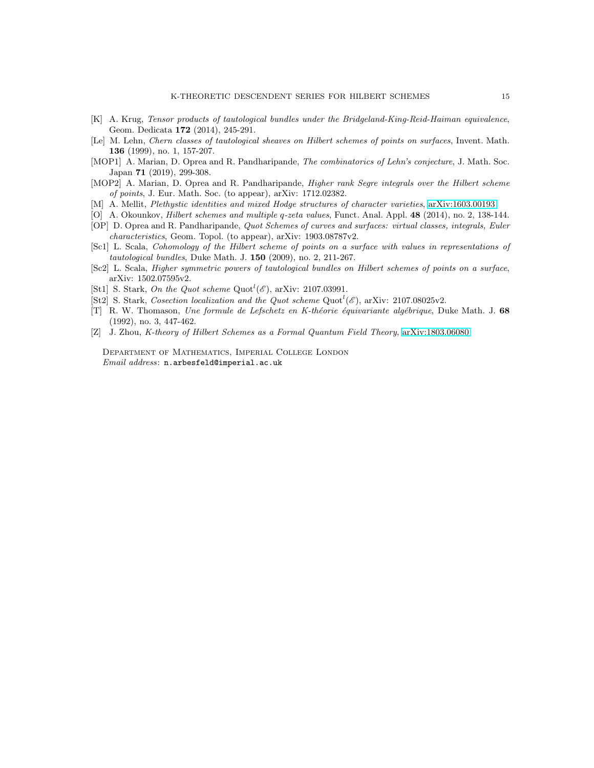[K] A. Krug, *Tensor products of tautological bundles under the Bridgeland-King-Reid-Haiman equivalence*, Geom. Dedicata **172** (2014), 245-291.

[Le] M. Lehn, *Chern classes of tautological sheaves on Hilbert schemes of points on surfaces*, Invent. Math. **136** (1999), no. 1, 157-207.

[MOP1] A. Marian, D. Oprea and R. Pandharipande, *The combinatorics of Lehn's conjecture*, J. Math. Soc. Japan **71** (2019), 299-308.

[MOP2] A. Marian, D. Oprea and R. Pandharipande, *Higher rank Segre integrals over the Hilbert scheme of points*, J. Eur. Math. Soc. (to appear), arXiv: 1712.02382.

[M] A. Mellit, *Plethystic identities and mixed Hodge structures of character varieties*, arXiv:1603.00193.

[O] A. Okounkov, *Hilbert schemes and multiple q-zeta values*, Funct. Anal. Appl. **48** (2014), no. 2, 138-144.

[OP] D. Oprea and R. Pandharipande, *Quot Schemes of curves and surfaces: virtual classes, integrals, Euler characteristics*, Geom. Topol. (to appear), arXiv: 1903.08787v2.

[Sc1] L. Scala, *Cohomology of the Hilbert scheme of points on a surface with values in representations of tautological bundles*, Duke Math. J. **150** (2009), no. 2, 211-267.

[Sc2] L. Scala, *Higher symmetric powers of tautological bundles on Hilbert schemes of points on a surface*, arXiv: 1502.07595v2.

[St1] S. Stark, *On the Quot scheme* $\mathrm{Quot}^l(\mathscr{E})$, arXiv: 2107.03991.

[St2] S. Stark, *Cosection localization and the Quot scheme* $\mathrm{Quot}^l(\mathscr{E})$, arXiv: 2107.08025v2.

[T] R. W. Thomason, *Une formule de Lefschetz en K-théorie équivariante algébrique*, Duke Math. J. **68** (1992), no. 3, 447-462.

[Z] J. Zhou, *K-theory of Hilbert Schemes as a Formal Quantum Field Theory*, arXiv:1803.06080.

Department of Mathematics, Imperial College London
*Email address*: n.arbesfeld@imperial.ac.uk